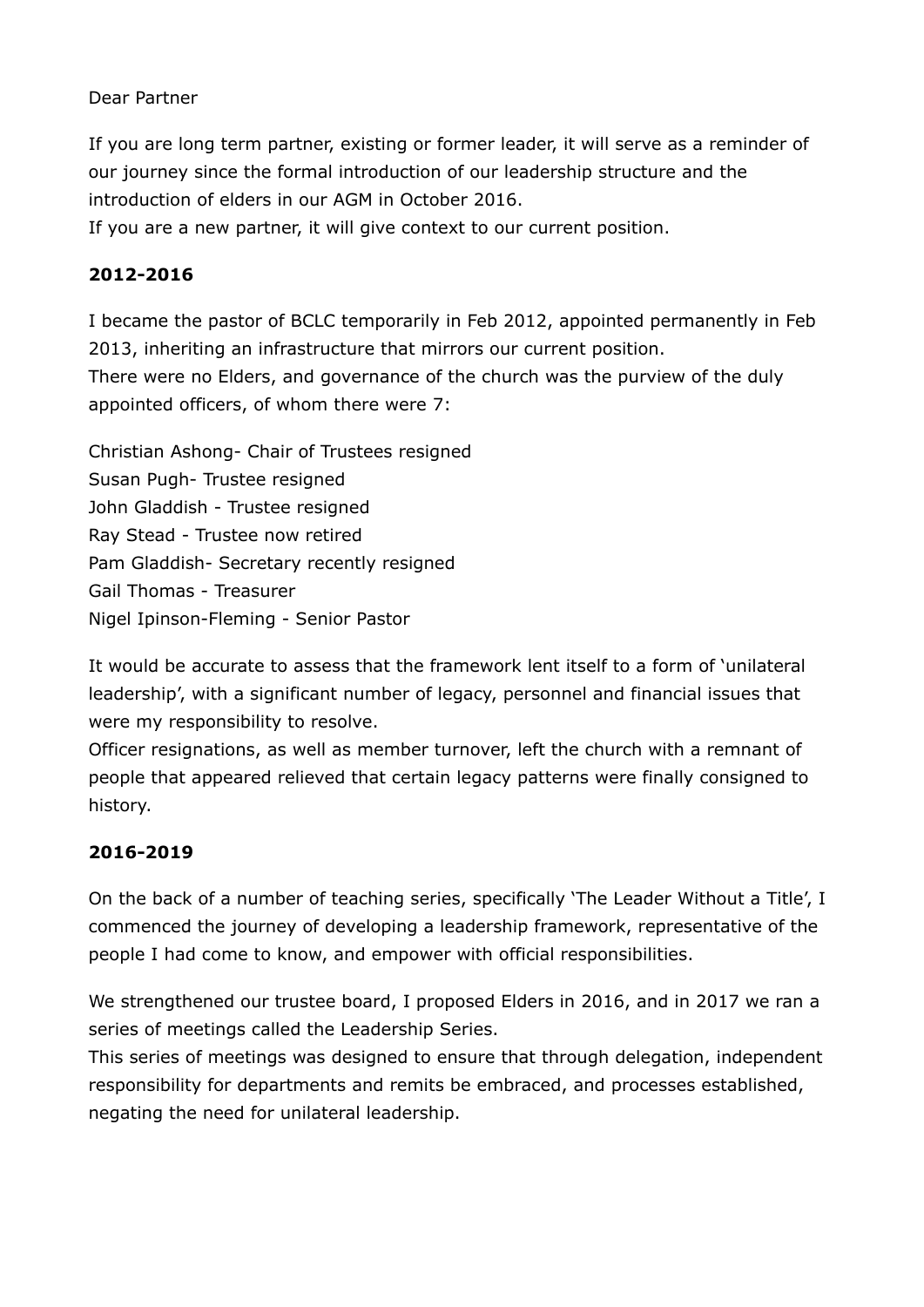Dear Partner

If you are long term partner, existing or former leader, it will serve as a reminder of our journey since the formal introduction of our leadership structure and the introduction of elders in our AGM in October 2016.
If you are a new partner, it will give context to our current position.

**2012-2016**

I became the pastor of BCLC temporarily in Feb 2012, appointed permanently in Feb 2013, inheriting an infrastructure that mirrors our current position.
There were no Elders, and governance of the church was the purview of the duly appointed officers, of whom there were 7:

Christian Ashong- Chair of Trustees resigned
Susan Pugh- Trustee resigned
John Gladdish - Trustee resigned
Ray Stead - Trustee now retired
Pam Gladdish- Secretary recently resigned
Gail Thomas - Treasurer
Nigel Ipinson-Fleming - Senior Pastor

It would be accurate to assess that the framework lent itself to a form of 'unilateral leadership', with a significant number of legacy, personnel and financial issues that were my responsibility to resolve.
Officer resignations, as well as member turnover, left the church with a remnant of people that appeared relieved that certain legacy patterns were finally consigned to history.

**2016-2019**

On the back of a number of teaching series, specifically 'The Leader Without a Title', I commenced the journey of developing a leadership framework, representative of the people I had come to know, and empower with official responsibilities.

We strengthened our trustee board, I proposed Elders in 2016, and in 2017 we ran a series of meetings called the Leadership Series.
This series of meetings was designed to ensure that through delegation, independent responsibility for departments and remits be embraced, and processes established, negating the need for unilateral leadership.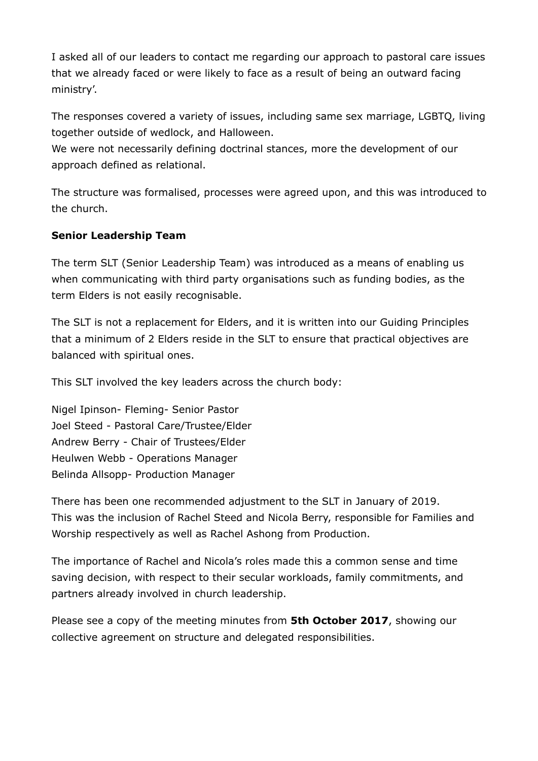I asked all of our leaders to contact me regarding our approach to pastoral care issues that we already faced or were likely to face as a result of being an outward facing ministry'.

The responses covered a variety of issues, including same sex marriage, LGBTQ, living together outside of wedlock, and Halloween.
We were not necessarily defining doctrinal stances, more the development of our approach defined as relational.

The structure was formalised, processes were agreed upon, and this was introduced to the church.

**Senior Leadership Team**

The term SLT (Senior Leadership Team) was introduced as a means of enabling us when communicating with third party organisations such as funding bodies, as the term Elders is not easily recognisable.

The SLT is not a replacement for Elders, and it is written into our Guiding Principles that a minimum of 2 Elders reside in the SLT to ensure that practical objectives are balanced with spiritual ones.

This SLT involved the key leaders across the church body:

Nigel Ipinson- Fleming- Senior Pastor
Joel Steed - Pastoral Care/Trustee/Elder
Andrew Berry - Chair of Trustees/Elder
Heulwen Webb - Operations Manager
Belinda Allsopp- Production Manager

There has been one recommended adjustment to the SLT in January of 2019.
This was the inclusion of Rachel Steed and Nicola Berry, responsible for Families and Worship respectively as well as Rachel Ashong from Production.

The importance of Rachel and Nicola's roles made this a common sense and time saving decision, with respect to their secular workloads, family commitments, and partners already involved in church leadership.

Please see a copy of the meeting minutes from **5th October 2017**, showing our collective agreement on structure and delegated responsibilities.